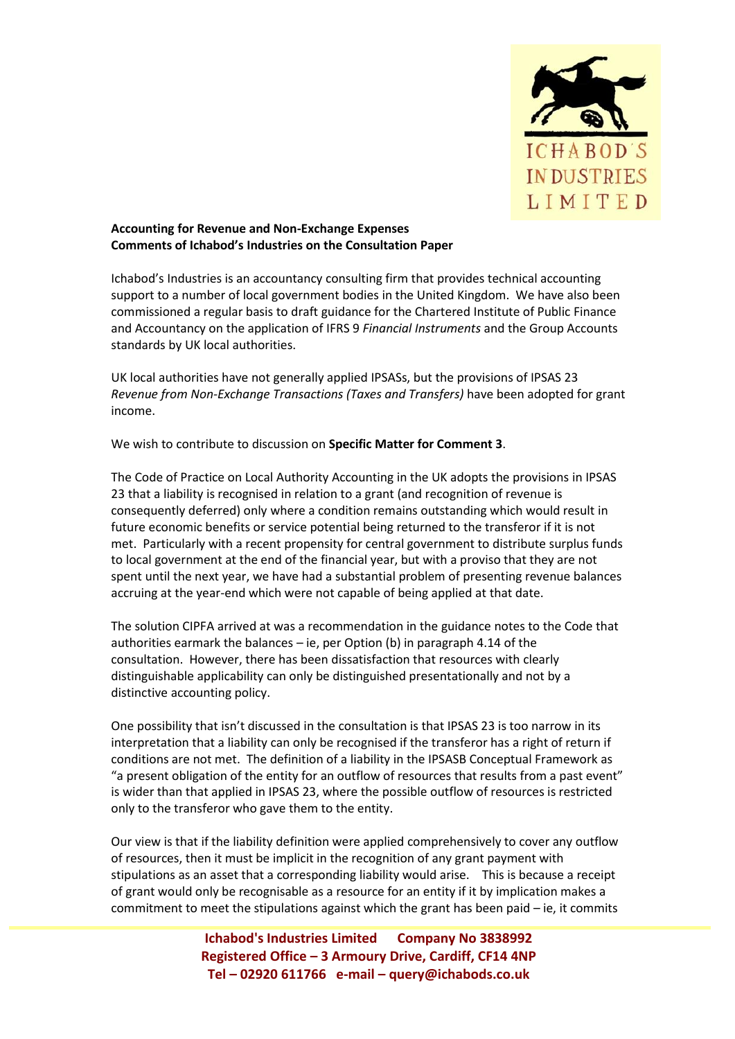**Accounting for Revenue and Non-Exchange Expenses**
**Comments of Ichabod's Industries on the Consultation Paper**

Ichabod's Industries is an accountancy consulting firm that provides technical accounting support to a number of local government bodies in the United Kingdom. We have also been commissioned a regular basis to draft guidance for the Chartered Institute of Public Finance and Accountancy on the application of IFRS 9 *Financial Instruments* and the Group Accounts standards by UK local authorities.

UK local authorities have not generally applied IPSASs, but the provisions of IPSAS 23 *Revenue from Non-Exchange Transactions (Taxes and Transfers)* have been adopted for grant income.

We wish to contribute to discussion on **Specific Matter for Comment 3**.

The Code of Practice on Local Authority Accounting in the UK adopts the provisions in IPSAS 23 that a liability is recognised in relation to a grant (and recognition of revenue is consequently deferred) only where a condition remains outstanding which would result in future economic benefits or service potential being returned to the transferor if it is not met. Particularly with a recent propensity for central government to distribute surplus funds to local government at the end of the financial year, but with a proviso that they are not spent until the next year, we have had a substantial problem of presenting revenue balances accruing at the year-end which were not capable of being applied at that date.

The solution CIPFA arrived at was a recommendation in the guidance notes to the Code that authorities earmark the balances – ie, per Option (b) in paragraph 4.14 of the consultation. However, there has been dissatisfaction that resources with clearly distinguishable applicability can only be distinguished presentationally and not by a distinctive accounting policy.

One possibility that isn't discussed in the consultation is that IPSAS 23 is too narrow in its interpretation that a liability can only be recognised if the transferor has a right of return if conditions are not met. The definition of a liability in the IPSASB Conceptual Framework as "a present obligation of the entity for an outflow of resources that results from a past event" is wider than that applied in IPSAS 23, where the possible outflow of resources is restricted only to the transferor who gave them to the entity.

Our view is that if the liability definition were applied comprehensively to cover any outflow of resources, then it must be implicit in the recognition of any grant payment with stipulations as an asset that a corresponding liability would arise. This is because a receipt of grant would only be recognisable as a resource for an entity if it by implication makes a commitment to meet the stipulations against which the grant has been paid – ie, it commits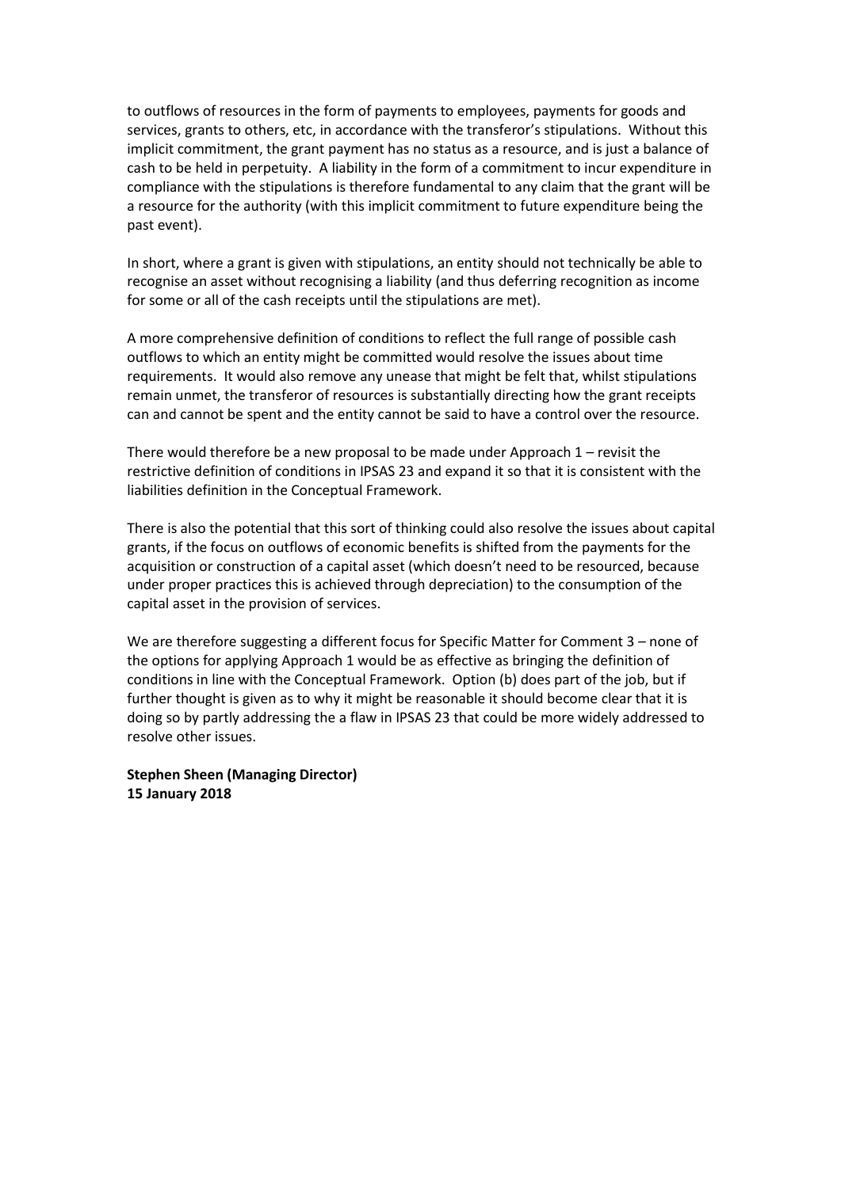to outflows of resources in the form of payments to employees, payments for goods and services, grants to others, etc, in accordance with the transferor's stipulations. Without this implicit commitment, the grant payment has no status as a resource, and is just a balance of cash to be held in perpetuity. A liability in the form of a commitment to incur expenditure in compliance with the stipulations is therefore fundamental to any claim that the grant will be a resource for the authority (with this implicit commitment to future expenditure being the past event).

In short, where a grant is given with stipulations, an entity should not technically be able to recognise an asset without recognising a liability (and thus deferring recognition as income for some or all of the cash receipts until the stipulations are met).

A more comprehensive definition of conditions to reflect the full range of possible cash outflows to which an entity might be committed would resolve the issues about time requirements. It would also remove any unease that might be felt that, whilst stipulations remain unmet, the transferor of resources is substantially directing how the grant receipts can and cannot be spent and the entity cannot be said to have a control over the resource.

There would therefore be a new proposal to be made under Approach 1 – revisit the restrictive definition of conditions in IPSAS 23 and expand it so that it is consistent with the liabilities definition in the Conceptual Framework.

There is also the potential that this sort of thinking could also resolve the issues about capital grants, if the focus on outflows of economic benefits is shifted from the payments for the acquisition or construction of a capital asset (which doesn't need to be resourced, because under proper practices this is achieved through depreciation) to the consumption of the capital asset in the provision of services.

We are therefore suggesting a different focus for Specific Matter for Comment 3 – none of the options for applying Approach 1 would be as effective as bringing the definition of conditions in line with the Conceptual Framework. Option (b) does part of the job, but if further thought is given as to why it might be reasonable it should become clear that it is doing so by partly addressing the a flaw in IPSAS 23 that could be more widely addressed to resolve other issues.

**Stephen Sheen (Managing Director)**
**15 January 2018**